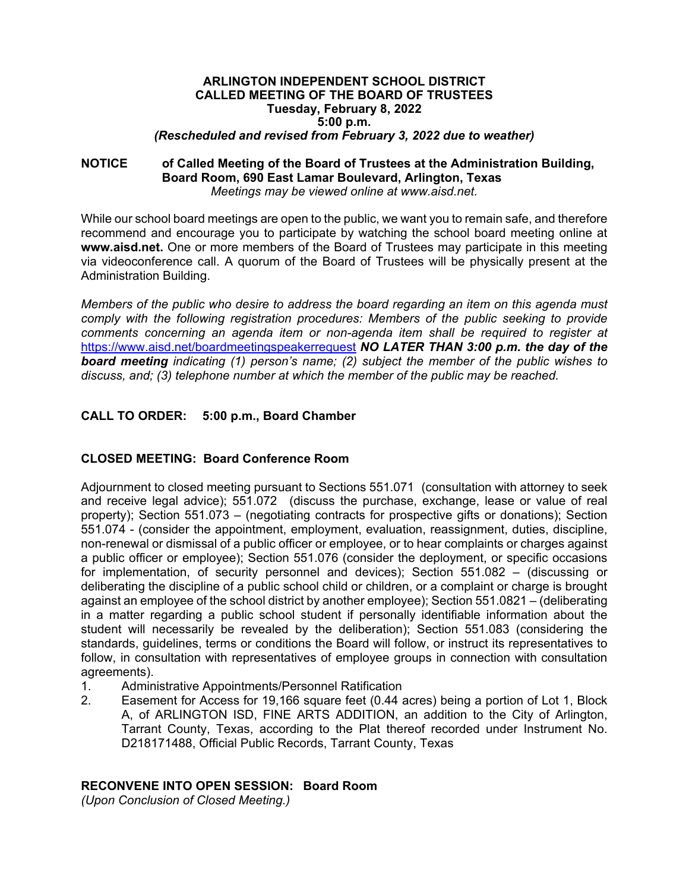**ARLINGTON INDEPENDENT SCHOOL DISTRICT**
**CALLED MEETING OF THE BOARD OF TRUSTEES**
**Tuesday, February 8, 2022**
**5:00 p.m.**
***(Rescheduled and revised from February 3, 2022 due to weather)***

**NOTICE** **of Called Meeting of the Board of Trustees at the Administration Building, Board Room, 690 East Lamar Boulevard, Arlington, Texas**
*Meetings may be viewed online at www.aisd.net.*

While our school board meetings are open to the public, we want you to remain safe, and therefore recommend and encourage you to participate by watching the school board meeting online at **www.aisd.net.** One or more members of the Board of Trustees may participate in this meeting via videoconference call. A quorum of the Board of Trustees will be physically present at the Administration Building.

*Members of the public who desire to address the board regarding an item on this agenda must comply with the following registration procedures: Members of the public seeking to provide comments concerning an agenda item or non-agenda item shall be required to register at* [https://www.aisd.net/boardmeetingspeakerrequest](https://www.aisd.net/boardmeetingspeakerrequest) ***NO LATER THAN 3:00 p.m. the day of the board meeting*** *indicating (1) person's name; (2) subject the member of the public wishes to discuss, and; (3) telephone number at which the member of the public may be reached.*

## CALL TO ORDER: 5:00 p.m., Board Chamber

## CLOSED MEETING: Board Conference Room

Adjournment to closed meeting pursuant to Sections 551.071 (consultation with attorney to seek and receive legal advice); 551.072 (discuss the purchase, exchange, lease or value of real property); Section 551.073 – (negotiating contracts for prospective gifts or donations); Section 551.074 - (consider the appointment, employment, evaluation, reassignment, duties, discipline, non-renewal or dismissal of a public officer or employee, or to hear complaints or charges against a public officer or employee); Section 551.076 (consider the deployment, or specific occasions for implementation, of security personnel and devices); Section 551.082 – (discussing or deliberating the discipline of a public school child or children, or a complaint or charge is brought against an employee of the school district by another employee); Section 551.0821 – (deliberating in a matter regarding a public school student if personally identifiable information about the student will necessarily be revealed by the deliberation); Section 551.083 (considering the standards, guidelines, terms or conditions the Board will follow, or instruct its representatives to follow, in consultation with representatives of employee groups in connection with consultation agreements).

1. Administrative Appointments/Personnel Ratification
2. Easement for Access for 19,166 square feet (0.44 acres) being a portion of Lot 1, Block A, of ARLINGTON ISD, FINE ARTS ADDITION, an addition to the City of Arlington, Tarrant County, Texas, according to the Plat thereof recorded under Instrument No. D218171488, Official Public Records, Tarrant County, Texas

## RECONVENE INTO OPEN SESSION: Board Room

*(Upon Conclusion of Closed Meeting.)*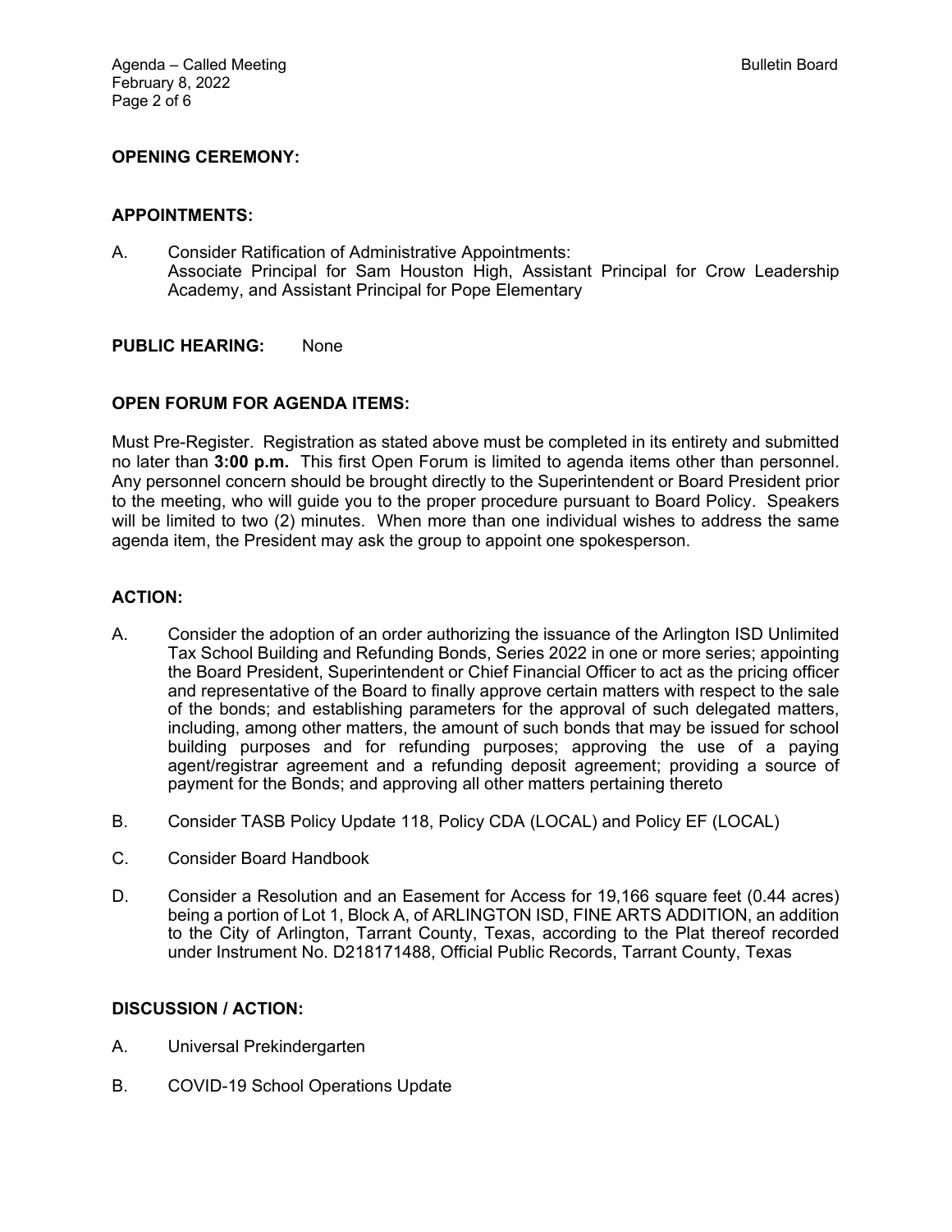**OPENING CEREMONY:**

**APPOINTMENTS:**

A. Consider Ratification of Administrative Appointments:
Associate Principal for Sam Houston High, Assistant Principal for Crow Leadership Academy, and Assistant Principal for Pope Elementary

**PUBLIC HEARING:** None

**OPEN FORUM FOR AGENDA ITEMS:**

Must Pre-Register. Registration as stated above must be completed in its entirety and submitted no later than **3:00 p.m.** This first Open Forum is limited to agenda items other than personnel. Any personnel concern should be brought directly to the Superintendent or Board President prior to the meeting, who will guide you to the proper procedure pursuant to Board Policy. Speakers will be limited to two (2) minutes. When more than one individual wishes to address the same agenda item, the President may ask the group to appoint one spokesperson.

**ACTION:**

A. Consider the adoption of an order authorizing the issuance of the Arlington ISD Unlimited Tax School Building and Refunding Bonds, Series 2022 in one or more series; appointing the Board President, Superintendent or Chief Financial Officer to act as the pricing officer and representative of the Board to finally approve certain matters with respect to the sale of the bonds; and establishing parameters for the approval of such delegated matters, including, among other matters, the amount of such bonds that may be issued for school building purposes and for refunding purposes; approving the use of a paying agent/registrar agreement and a refunding deposit agreement; providing a source of payment for the Bonds; and approving all other matters pertaining thereto

B. Consider TASB Policy Update 118, Policy CDA (LOCAL) and Policy EF (LOCAL)

C. Consider Board Handbook

D. Consider a Resolution and an Easement for Access for 19,166 square feet (0.44 acres) being a portion of Lot 1, Block A, of ARLINGTON ISD, FINE ARTS ADDITION, an addition to the City of Arlington, Tarrant County, Texas, according to the Plat thereof recorded under Instrument No. D218171488, Official Public Records, Tarrant County, Texas

**DISCUSSION / ACTION:**

A. Universal Prekindergarten

B. COVID-19 School Operations Update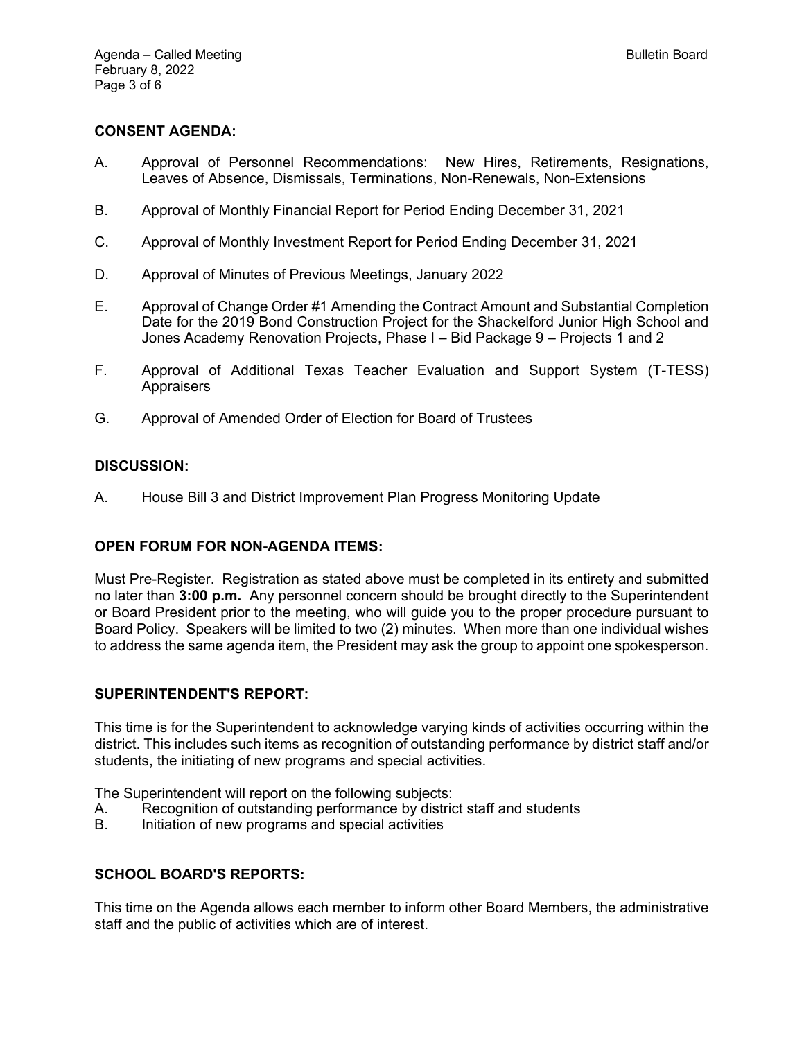## CONSENT AGENDA:

A. Approval of Personnel Recommendations: New Hires, Retirements, Resignations, Leaves of Absence, Dismissals, Terminations, Non-Renewals, Non-Extensions

B. Approval of Monthly Financial Report for Period Ending December 31, 2021

C. Approval of Monthly Investment Report for Period Ending December 31, 2021

D. Approval of Minutes of Previous Meetings, January 2022

E. Approval of Change Order #1 Amending the Contract Amount and Substantial Completion Date for the 2019 Bond Construction Project for the Shackelford Junior High School and Jones Academy Renovation Projects, Phase I – Bid Package 9 – Projects 1 and 2

F. Approval of Additional Texas Teacher Evaluation and Support System (T-TESS) Appraisers

G. Approval of Amended Order of Election for Board of Trustees

## DISCUSSION:

A. House Bill 3 and District Improvement Plan Progress Monitoring Update

## OPEN FORUM FOR NON-AGENDA ITEMS:

Must Pre-Register. Registration as stated above must be completed in its entirety and submitted no later than **3:00 p.m.** Any personnel concern should be brought directly to the Superintendent or Board President prior to the meeting, who will guide you to the proper procedure pursuant to Board Policy. Speakers will be limited to two (2) minutes. When more than one individual wishes to address the same agenda item, the President may ask the group to appoint one spokesperson.

## SUPERINTENDENT'S REPORT:

This time is for the Superintendent to acknowledge varying kinds of activities occurring within the district. This includes such items as recognition of outstanding performance by district staff and/or students, the initiating of new programs and special activities.

The Superintendent will report on the following subjects:

A. Recognition of outstanding performance by district staff and students

B. Initiation of new programs and special activities

## SCHOOL BOARD'S REPORTS:

This time on the Agenda allows each member to inform other Board Members, the administrative staff and the public of activities which are of interest.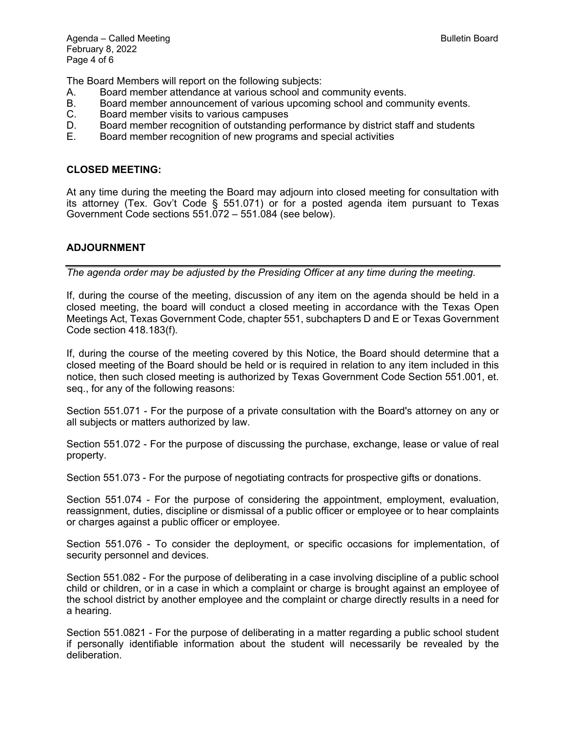The Board Members will report on the following subjects:

A. Board member attendance at various school and community events.
B. Board member announcement of various upcoming school and community events.
C. Board member visits to various campuses
D. Board member recognition of outstanding performance by district staff and students
E. Board member recognition of new programs and special activities

**CLOSED MEETING:**

At any time during the meeting the Board may adjourn into closed meeting for consultation with its attorney (Tex. Gov't Code § 551.071) or for a posted agenda item pursuant to Texas Government Code sections 551.072 – 551.084 (see below).

**ADJOURNMENT**

---

*The agenda order may be adjusted by the Presiding Officer at any time during the meeting.*

If, during the course of the meeting, discussion of any item on the agenda should be held in a closed meeting, the board will conduct a closed meeting in accordance with the Texas Open Meetings Act, Texas Government Code, chapter 551, subchapters D and E or Texas Government Code section 418.183(f).

If, during the course of the meeting covered by this Notice, the Board should determine that a closed meeting of the Board should be held or is required in relation to any item included in this notice, then such closed meeting is authorized by Texas Government Code Section 551.001, et. seq., for any of the following reasons:

Section 551.071 - For the purpose of a private consultation with the Board's attorney on any or all subjects or matters authorized by law.

Section 551.072 - For the purpose of discussing the purchase, exchange, lease or value of real property.

Section 551.073 - For the purpose of negotiating contracts for prospective gifts or donations.

Section 551.074 - For the purpose of considering the appointment, employment, evaluation, reassignment, duties, discipline or dismissal of a public officer or employee or to hear complaints or charges against a public officer or employee.

Section 551.076 - To consider the deployment, or specific occasions for implementation, of security personnel and devices.

Section 551.082 - For the purpose of deliberating in a case involving discipline of a public school child or children, or in a case in which a complaint or charge is brought against an employee of the school district by another employee and the complaint or charge directly results in a need for a hearing.

Section 551.0821 - For the purpose of deliberating in a matter regarding a public school student if personally identifiable information about the student will necessarily be revealed by the deliberation.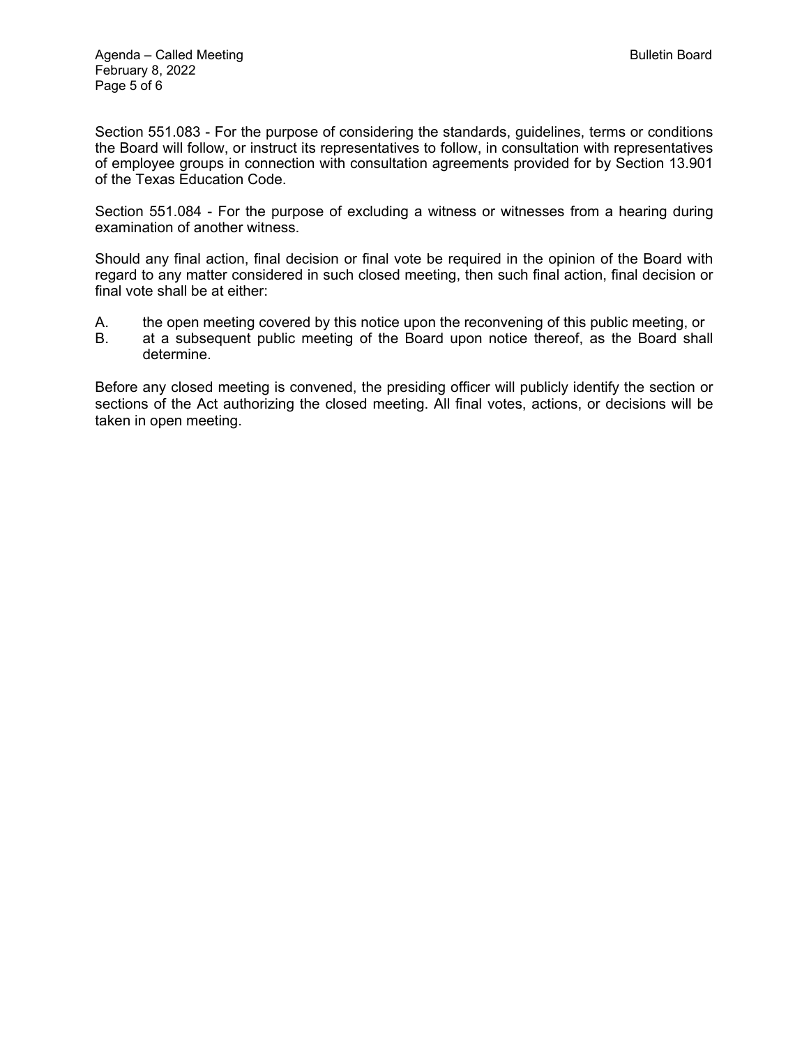Section 551.083 - For the purpose of considering the standards, guidelines, terms or conditions the Board will follow, or instruct its representatives to follow, in consultation with representatives of employee groups in connection with consultation agreements provided for by Section 13.901 of the Texas Education Code.

Section 551.084 - For the purpose of excluding a witness or witnesses from a hearing during examination of another witness.

Should any final action, final decision or final vote be required in the opinion of the Board with regard to any matter considered in such closed meeting, then such final action, final decision or final vote shall be at either:

A. the open meeting covered by this notice upon the reconvening of this public meeting, or
B. at a subsequent public meeting of the Board upon notice thereof, as the Board shall determine.

Before any closed meeting is convened, the presiding officer will publicly identify the section or sections of the Act authorizing the closed meeting. All final votes, actions, or decisions will be taken in open meeting.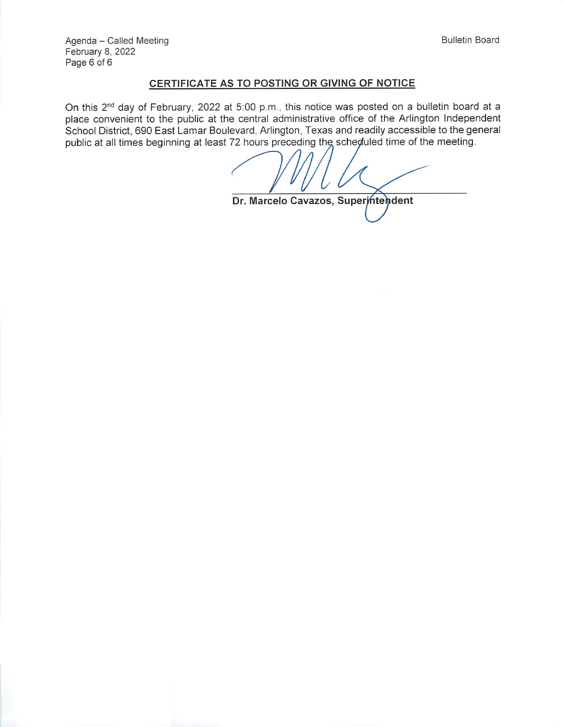## CERTIFICATE AS TO POSTING OR GIVING OF NOTICE

On this 2nd day of February, 2022 at 5:00 p.m., this notice was posted on a bulletin board at a place convenient to the public at the central administrative office of the Arlington Independent School District, 690 East Lamar Boulevard, Arlington, Texas and readily accessible to the general public at all times beginning at least 72 hours preceding the scheduled time of the meeting.

**Dr. Marcelo Cavazos, Superintendent**